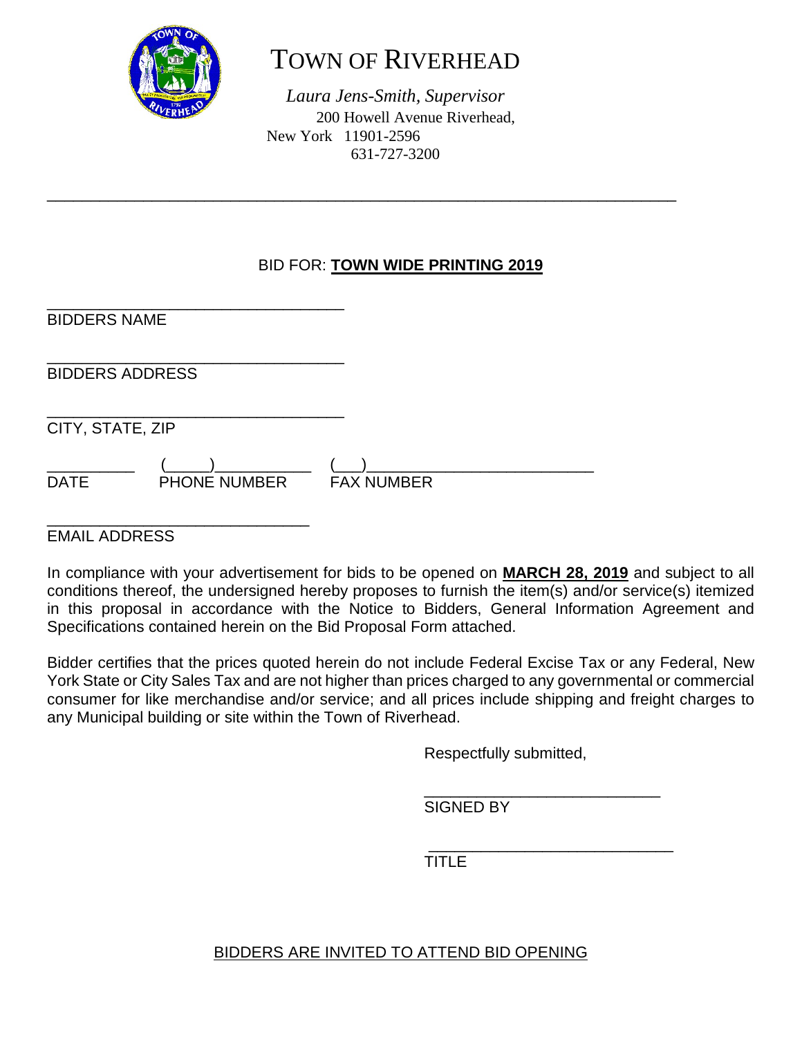# TOWN OF RIVERHEAD

*Laura Jens-Smith, Supervisor*
200 Howell Avenue Riverhead,
New York 11901-2596
631-727-3200

---

BID FOR: **TOWN WIDE PRINTING 2019**

___________________________________
BIDDERS NAME

___________________________________
BIDDERS ADDRESS

___________________________________
CITY, STATE, ZIP

__________ (_____)___________ (___)__________________________
DATE PHONE NUMBER FAX NUMBER

_____________________________
EMAIL ADDRESS

In compliance with your advertisement for bids to be opened on **MARCH 28, 2019** and subject to all conditions thereof, the undersigned hereby proposes to furnish the item(s) and/or service(s) itemized in this proposal in accordance with the Notice to Bidders, General Information Agreement and Specifications contained herein on the Bid Proposal Form attached.

Bidder certifies that the prices quoted herein do not include Federal Excise Tax or any Federal, New York State or City Sales Tax and are not higher than prices charged to any governmental or commercial consumer for like merchandise and/or service; and all prices include shipping and freight charges to any Municipal building or site within the Town of Riverhead.

Respectfully submitted,

___________________________
SIGNED BY

___________________________
TITLE

BIDDERS ARE INVITED TO ATTEND BID OPENING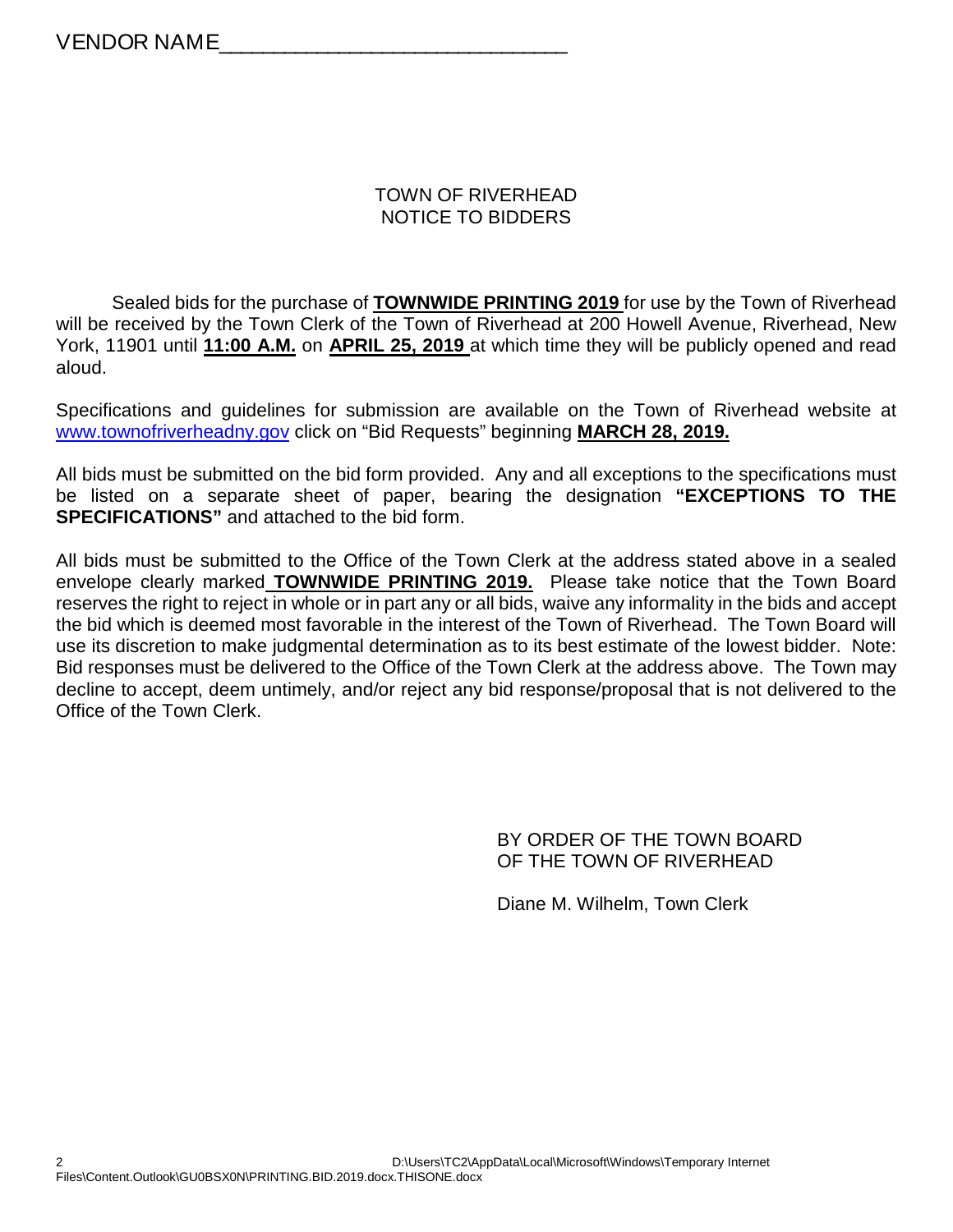VENDOR NAME______________________________

TOWN OF RIVERHEAD
NOTICE TO BIDDERS

Sealed bids for the purchase of **TOWNWIDE PRINTING 2019** for use by the Town of Riverhead will be received by the Town Clerk of the Town of Riverhead at 200 Howell Avenue, Riverhead, New York, 11901 until **11:00 A.M.** on **APRIL 25, 2019** at which time they will be publicly opened and read aloud.

Specifications and guidelines for submission are available on the Town of Riverhead website at www.townofriverheadny.gov click on "Bid Requests" beginning **MARCH 28, 2019.**

All bids must be submitted on the bid form provided. Any and all exceptions to the specifications must be listed on a separate sheet of paper, bearing the designation **"EXCEPTIONS TO THE SPECIFICATIONS"** and attached to the bid form.

All bids must be submitted to the Office of the Town Clerk at the address stated above in a sealed envelope clearly marked **TOWNWIDE PRINTING 2019.** Please take notice that the Town Board reserves the right to reject in whole or in part any or all bids, waive any informality in the bids and accept the bid which is deemed most favorable in the interest of the Town of Riverhead. The Town Board will use its discretion to make judgmental determination as to its best estimate of the lowest bidder. Note: Bid responses must be delivered to the Office of the Town Clerk at the address above. The Town may decline to accept, deem untimely, and/or reject any bid response/proposal that is not delivered to the Office of the Town Clerk.

BY ORDER OF THE TOWN BOARD
OF THE TOWN OF RIVERHEAD

Diane M. Wilhelm, Town Clerk

D:\Users\TC2\AppData\Local\Microsoft\Windows\Temporary Internet Files\Content.Outlook\GU0BSX0N\PRINTING.BID.2019.docx.THISONE.docx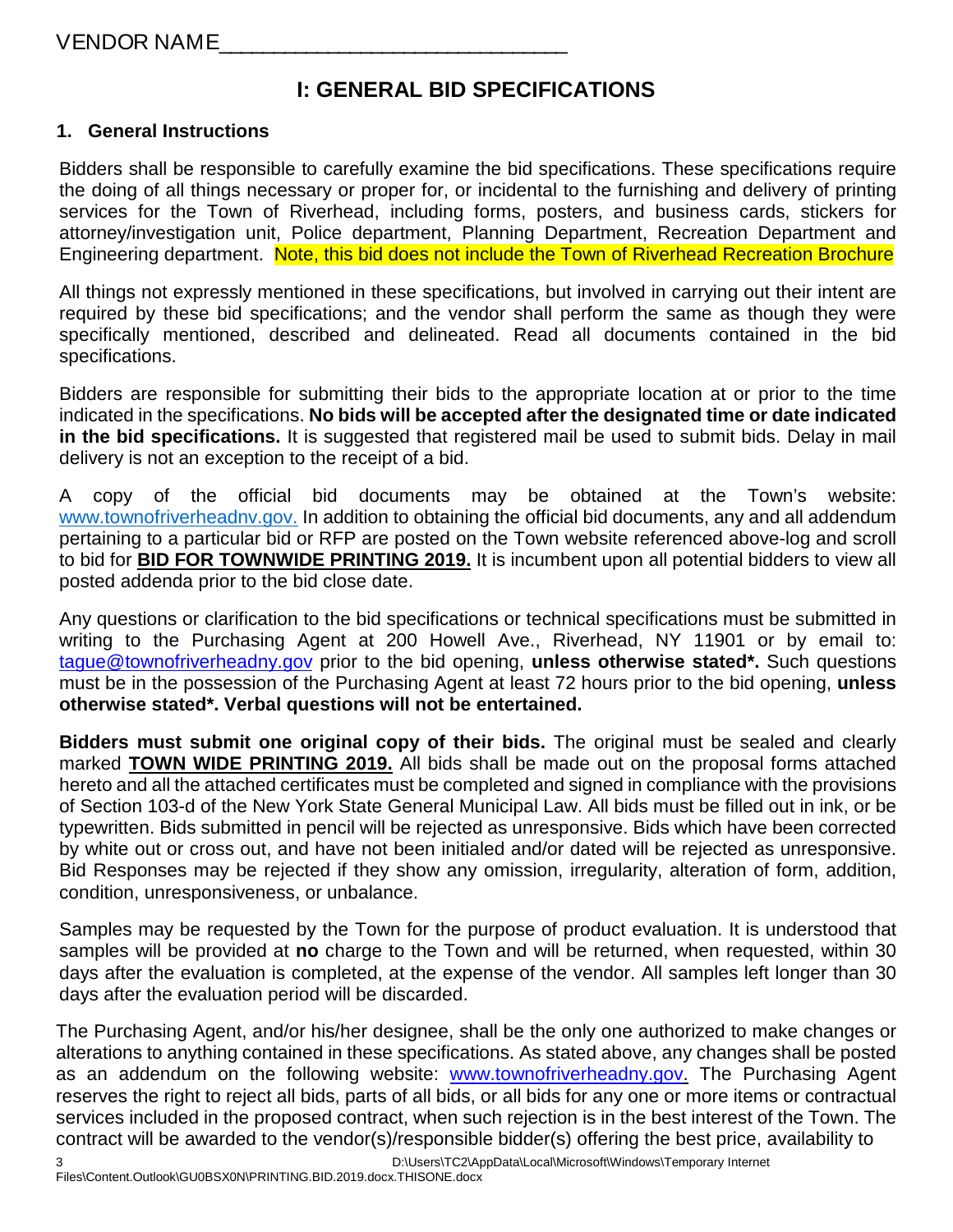VENDOR NAME_____________________________

# I: GENERAL BID SPECIFICATIONS

## 1. General Instructions

Bidders shall be responsible to carefully examine the bid specifications. These specifications require the doing of all things necessary or proper for, or incidental to the furnishing and delivery of printing services for the Town of Riverhead, including forms, posters, and business cards, stickers for attorney/investigation unit, Police department, Planning Department, Recreation Department and Engineering department. Note, this bid does not include the Town of Riverhead Recreation Brochure

All things not expressly mentioned in these specifications, but involved in carrying out their intent are required by these bid specifications; and the vendor shall perform the same as though they were specifically mentioned, described and delineated. Read all documents contained in the bid specifications.

Bidders are responsible for submitting their bids to the appropriate location at or prior to the time indicated in the specifications. **No bids will be accepted after the designated time or date indicated in the bid specifications.** It is suggested that registered mail be used to submit bids. Delay in mail delivery is not an exception to the receipt of a bid.

A copy of the official bid documents may be obtained at the Town's website: www.townofriverheadnv.gov. In addition to obtaining the official bid documents, any and all addendum pertaining to a particular bid or RFP are posted on the Town website referenced above-log and scroll to bid for **BID FOR TOWNWIDE PRINTING 2019.** It is incumbent upon all potential bidders to view all posted addenda prior to the bid close date.

Any questions or clarification to the bid specifications or technical specifications must be submitted in writing to the Purchasing Agent at 200 Howell Ave., Riverhead, NY 11901 or by email to: tague@townofriverheadny.gov prior to the bid opening, **unless otherwise stated*.** Such questions must be in the possession of the Purchasing Agent at least 72 hours prior to the bid opening, **unless otherwise stated*. Verbal questions will not be entertained.**

**Bidders must submit one original copy of their bids.** The original must be sealed and clearly marked **TOWN WIDE PRINTING 2019.** All bids shall be made out on the proposal forms attached hereto and all the attached certificates must be completed and signed in compliance with the provisions of Section 103-d of the New York State General Municipal Law. All bids must be filled out in ink, or be typewritten. Bids submitted in pencil will be rejected as unresponsive. Bids which have been corrected by white out or cross out, and have not been initialed and/or dated will be rejected as unresponsive. Bid Responses may be rejected if they show any omission, irregularity, alteration of form, addition, condition, unresponsiveness, or unbalance.

Samples may be requested by the Town for the purpose of product evaluation. It is understood that samples will be provided at **no** charge to the Town and will be returned, when requested, within 30 days after the evaluation is completed, at the expense of the vendor. All samples left longer than 30 days after the evaluation period will be discarded.

The Purchasing Agent, and/or his/her designee, shall be the only one authorized to make changes or alterations to anything contained in these specifications. As stated above, any changes shall be posted as an addendum on the following website: www.townofriverheadny.gov. The Purchasing Agent reserves the right to reject all bids, parts of all bids, or all bids for any one or more items or contractual services included in the proposed contract, when such rejection is in the best interest of the Town. The contract will be awarded to the vendor(s)/responsible bidder(s) offering the best price, availability to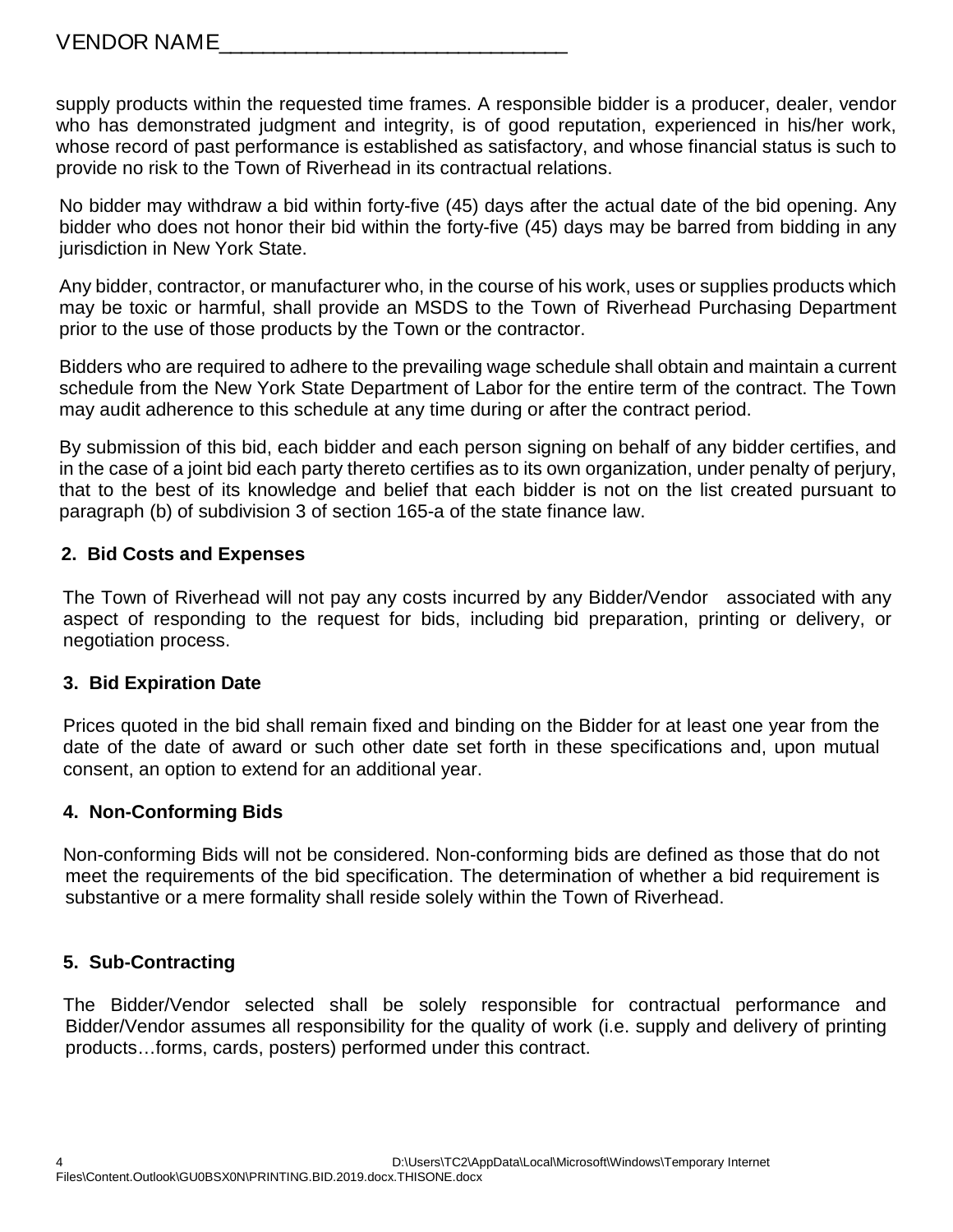VENDOR NAME______________________________

supply products within the requested time frames. A responsible bidder is a producer, dealer, vendor who has demonstrated judgment and integrity, is of good reputation, experienced in his/her work, whose record of past performance is established as satisfactory, and whose financial status is such to provide no risk to the Town of Riverhead in its contractual relations.

No bidder may withdraw a bid within forty-five (45) days after the actual date of the bid opening. Any bidder who does not honor their bid within the forty-five (45) days may be barred from bidding in any jurisdiction in New York State.

Any bidder, contractor, or manufacturer who, in the course of his work, uses or supplies products which may be toxic or harmful, shall provide an MSDS to the Town of Riverhead Purchasing Department prior to the use of those products by the Town or the contractor.

Bidders who are required to adhere to the prevailing wage schedule shall obtain and maintain a current schedule from the New York State Department of Labor for the entire term of the contract. The Town may audit adherence to this schedule at any time during or after the contract period.

By submission of this bid, each bidder and each person signing on behalf of any bidder certifies, and in the case of a joint bid each party thereto certifies as to its own organization, under penalty of perjury, that to the best of its knowledge and belief that each bidder is not on the list created pursuant to paragraph (b) of subdivision 3 of section 165-a of the state finance law.

**2. Bid Costs and Expenses**

The Town of Riverhead will not pay any costs incurred by any Bidder/Vendor associated with any aspect of responding to the request for bids, including bid preparation, printing or delivery, or negotiation process.

**3. Bid Expiration Date**

Prices quoted in the bid shall remain fixed and binding on the Bidder for at least one year from the date of the date of award or such other date set forth in these specifications and, upon mutual consent, an option to extend for an additional year.

**4. Non-Conforming Bids**

Non-conforming Bids will not be considered. Non-conforming bids are defined as those that do not meet the requirements of the bid specification. The determination of whether a bid requirement is substantive or a mere formality shall reside solely within the Town of Riverhead.

**5. Sub-Contracting**

The Bidder/Vendor selected shall be solely responsible for contractual performance and Bidder/Vendor assumes all responsibility for the quality of work (i.e. supply and delivery of printing products…forms, cards, posters) performed under this contract.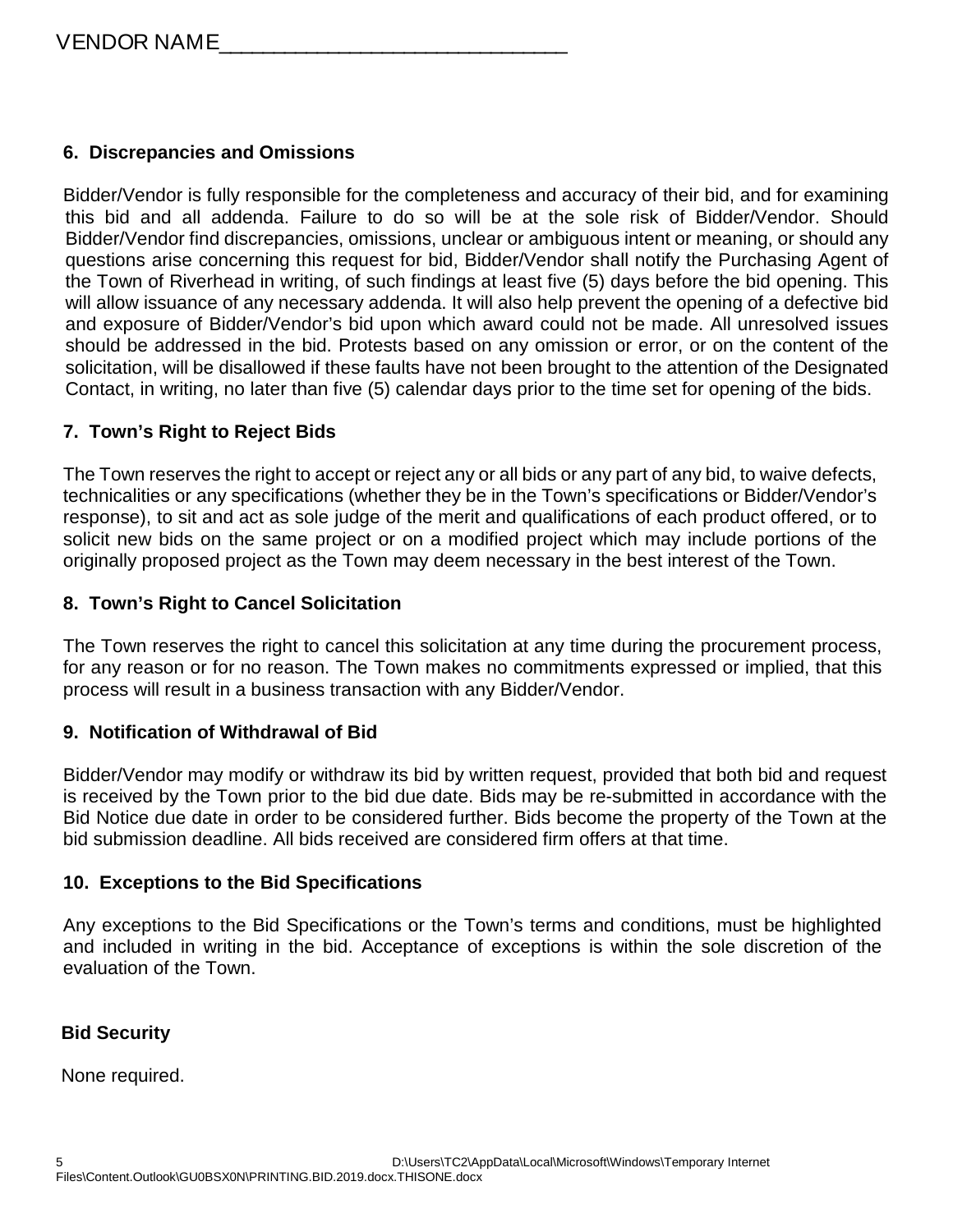VENDOR NAME_____________________________

### 6. Discrepancies and Omissions

Bidder/Vendor is fully responsible for the completeness and accuracy of their bid, and for examining this bid and all addenda. Failure to do so will be at the sole risk of Bidder/Vendor. Should Bidder/Vendor find discrepancies, omissions, unclear or ambiguous intent or meaning, or should any questions arise concerning this request for bid, Bidder/Vendor shall notify the Purchasing Agent of the Town of Riverhead in writing, of such findings at least five (5) days before the bid opening. This will allow issuance of any necessary addenda. It will also help prevent the opening of a defective bid and exposure of Bidder/Vendor's bid upon which award could not be made. All unresolved issues should be addressed in the bid. Protests based on any omission or error, or on the content of the solicitation, will be disallowed if these faults have not been brought to the attention of the Designated Contact, in writing, no later than five (5) calendar days prior to the time set for opening of the bids.

### 7. Town's Right to Reject Bids

The Town reserves the right to accept or reject any or all bids or any part of any bid, to waive defects, technicalities or any specifications (whether they be in the Town's specifications or Bidder/Vendor's response), to sit and act as sole judge of the merit and qualifications of each product offered, or to solicit new bids on the same project or on a modified project which may include portions of the originally proposed project as the Town may deem necessary in the best interest of the Town.

### 8. Town's Right to Cancel Solicitation

The Town reserves the right to cancel this solicitation at any time during the procurement process, for any reason or for no reason. The Town makes no commitments expressed or implied, that this process will result in a business transaction with any Bidder/Vendor.

### 9. Notification of Withdrawal of Bid

Bidder/Vendor may modify or withdraw its bid by written request, provided that both bid and request is received by the Town prior to the bid due date. Bids may be re-submitted in accordance with the Bid Notice due date in order to be considered further. Bids become the property of the Town at the bid submission deadline. All bids received are considered firm offers at that time.

### 10. Exceptions to the Bid Specifications

Any exceptions to the Bid Specifications or the Town's terms and conditions, must be highlighted and included in writing in the bid. Acceptance of exceptions is within the sole discretion of the evaluation of the Town.

### Bid Security

None required.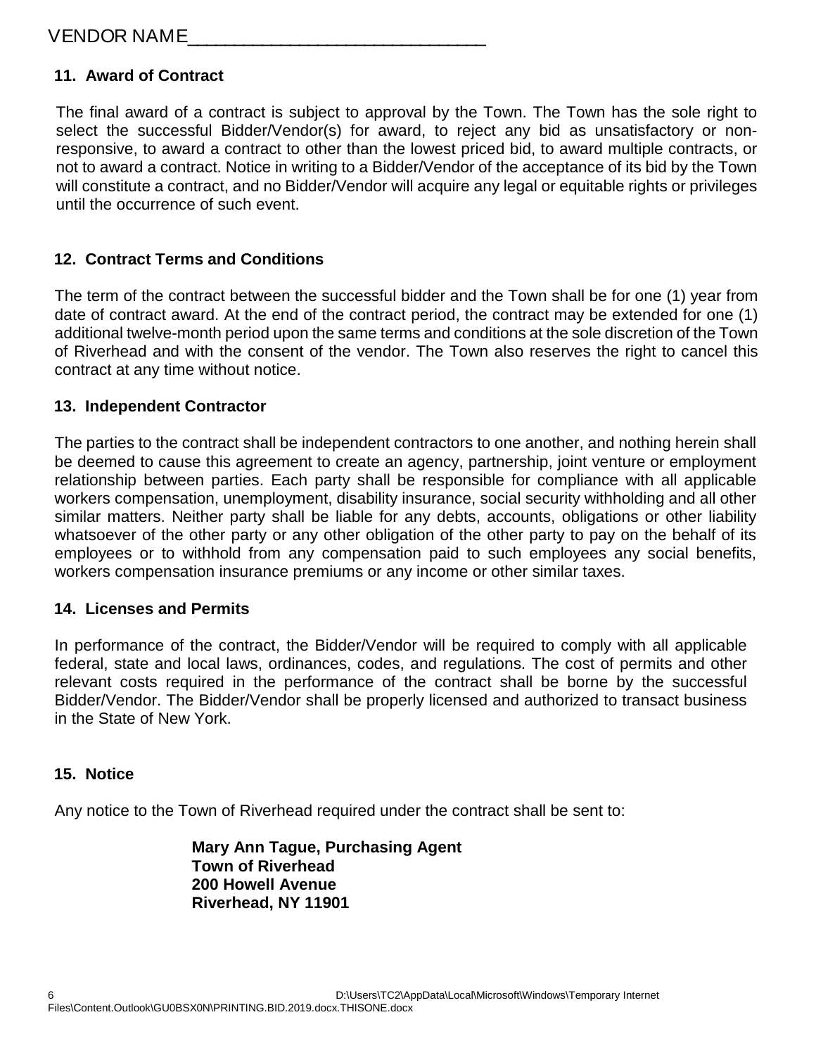VENDOR NAME_____________________________

## 11. Award of Contract

The final award of a contract is subject to approval by the Town. The Town has the sole right to select the successful Bidder/Vendor(s) for award, to reject any bid as unsatisfactory or non-responsive, to award a contract to other than the lowest priced bid, to award multiple contracts, or not to award a contract. Notice in writing to a Bidder/Vendor of the acceptance of its bid by the Town will constitute a contract, and no Bidder/Vendor will acquire any legal or equitable rights or privileges until the occurrence of such event.

## 12. Contract Terms and Conditions

The term of the contract between the successful bidder and the Town shall be for one (1) year from date of contract award. At the end of the contract period, the contract may be extended for one (1) additional twelve-month period upon the same terms and conditions at the sole discretion of the Town of Riverhead and with the consent of the vendor. The Town also reserves the right to cancel this contract at any time without notice.

## 13. Independent Contractor

The parties to the contract shall be independent contractors to one another, and nothing herein shall be deemed to cause this agreement to create an agency, partnership, joint venture or employment relationship between parties. Each party shall be responsible for compliance with all applicable workers compensation, unemployment, disability insurance, social security withholding and all other similar matters. Neither party shall be liable for any debts, accounts, obligations or other liability whatsoever of the other party or any other obligation of the other party to pay on the behalf of its employees or to withhold from any compensation paid to such employees any social benefits, workers compensation insurance premiums or any income or other similar taxes.

## 14. Licenses and Permits

In performance of the contract, the Bidder/Vendor will be required to comply with all applicable federal, state and local laws, ordinances, codes, and regulations. The cost of permits and other relevant costs required in the performance of the contract shall be borne by the successful Bidder/Vendor. The Bidder/Vendor shall be properly licensed and authorized to transact business in the State of New York.

## 15. Notice

Any notice to the Town of Riverhead required under the contract shall be sent to:

**Mary Ann Tague, Purchasing Agent**
**Town of Riverhead**
**200 Howell Avenue**
**Riverhead, NY 11901**

D:\Users\TC2\AppData\Local\Microsoft\Windows\Temporary Internet Files\Content.Outlook\GU0BSX0N\PRINTING.BID.2019.docx.THISONE.docx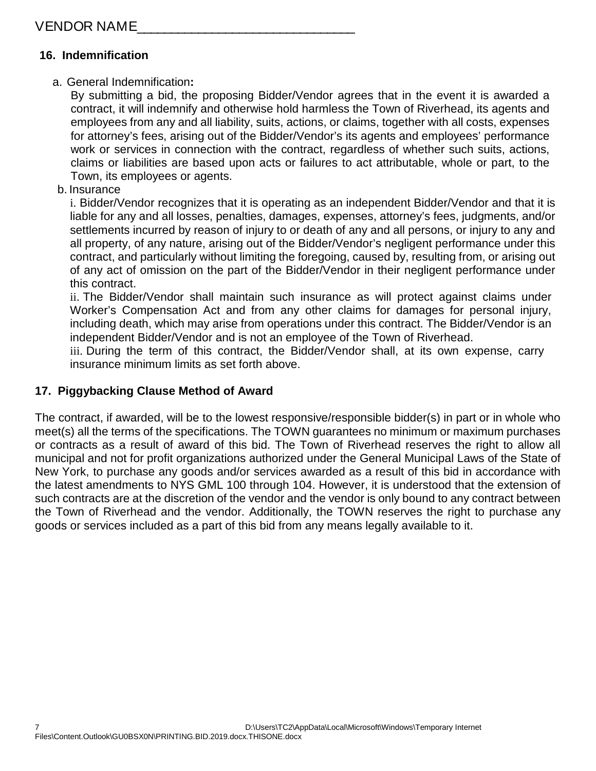VENDOR NAME______________________________

## 16. Indemnification

a. General Indemnification**:**

By submitting a bid, the proposing Bidder/Vendor agrees that in the event it is awarded a contract, it will indemnify and otherwise hold harmless the Town of Riverhead, its agents and employees from any and all liability, suits, actions, or claims, together with all costs, expenses for attorney's fees, arising out of the Bidder/Vendor's its agents and employees' performance work or services in connection with the contract, regardless of whether such suits, actions, claims or liabilities are based upon acts or failures to act attributable, whole or part, to the Town, its employees or agents.

b. Insurance

i. Bidder/Vendor recognizes that it is operating as an independent Bidder/Vendor and that it is liable for any and all losses, penalties, damages, expenses, attorney's fees, judgments, and/or settlements incurred by reason of injury to or death of any and all persons, or injury to any and all property, of any nature, arising out of the Bidder/Vendor's negligent performance under this contract, and particularly without limiting the foregoing, caused by, resulting from, or arising out of any act of omission on the part of the Bidder/Vendor in their negligent performance under this contract.

ii. The Bidder/Vendor shall maintain such insurance as will protect against claims under Worker's Compensation Act and from any other claims for damages for personal injury, including death, which may arise from operations under this contract. The Bidder/Vendor is an independent Bidder/Vendor and is not an employee of the Town of Riverhead.

iii. During the term of this contract, the Bidder/Vendor shall, at its own expense, carry insurance minimum limits as set forth above.

## 17. Piggybacking Clause Method of Award

The contract, if awarded, will be to the lowest responsive/responsible bidder(s) in part or in whole who meet(s) all the terms of the specifications. The TOWN guarantees no minimum or maximum purchases or contracts as a result of award of this bid. The Town of Riverhead reserves the right to allow all municipal and not for profit organizations authorized under the General Municipal Laws of the State of New York, to purchase any goods and/or services awarded as a result of this bid in accordance with the latest amendments to NYS GML 100 through 104. However, it is understood that the extension of such contracts are at the discretion of the vendor and the vendor is only bound to any contract between the Town of Riverhead and the vendor. Additionally, the TOWN reserves the right to purchase any goods or services included as a part of this bid from any means legally available to it.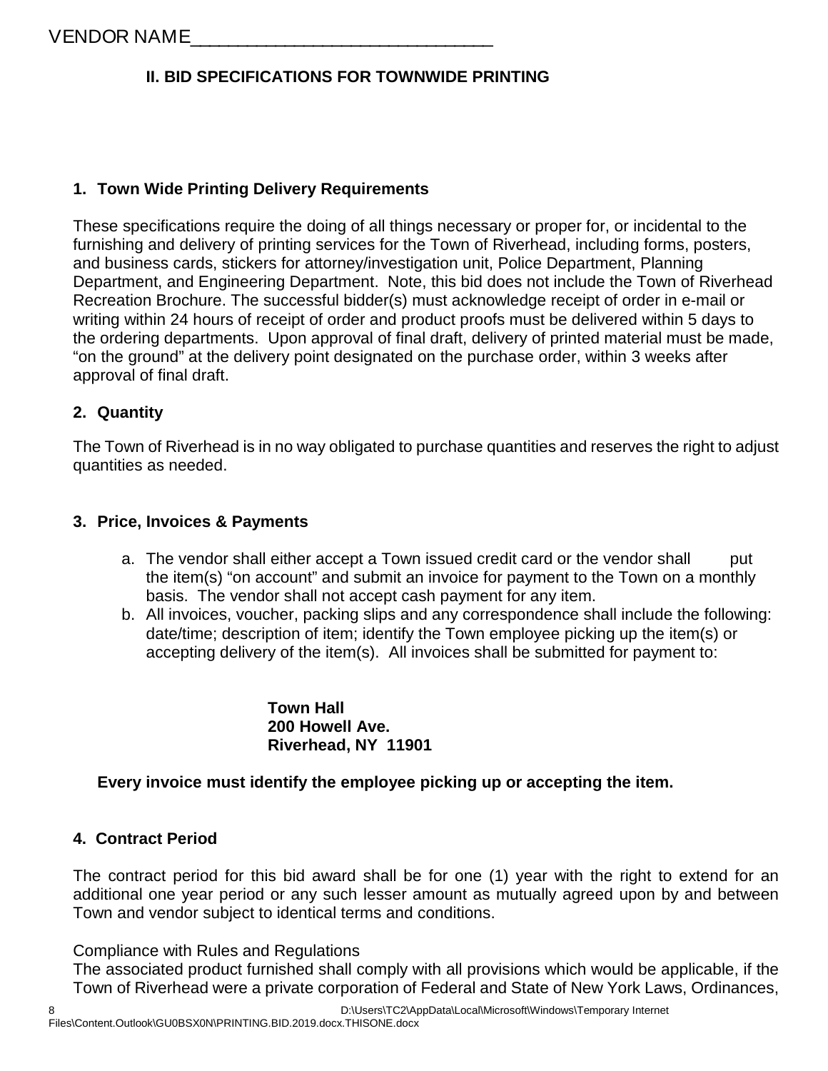VENDOR NAME_______________________________

## II. BID SPECIFICATIONS FOR TOWNWIDE PRINTING

### 1. Town Wide Printing Delivery Requirements

These specifications require the doing of all things necessary or proper for, or incidental to the furnishing and delivery of printing services for the Town of Riverhead, including forms, posters, and business cards, stickers for attorney/investigation unit, Police Department, Planning Department, and Engineering Department. Note, this bid does not include the Town of Riverhead Recreation Brochure. The successful bidder(s) must acknowledge receipt of order in e-mail or writing within 24 hours of receipt of order and product proofs must be delivered within 5 days to the ordering departments. Upon approval of final draft, delivery of printed material must be made, "on the ground" at the delivery point designated on the purchase order, within 3 weeks after approval of final draft.

### 2. Quantity

The Town of Riverhead is in no way obligated to purchase quantities and reserves the right to adjust quantities as needed.

### 3. Price, Invoices & Payments

a. The vendor shall either accept a Town issued credit card or the vendor shall put the item(s) "on account" and submit an invoice for payment to the Town on a monthly basis. The vendor shall not accept cash payment for any item.
b. All invoices, voucher, packing slips and any correspondence shall include the following: date/time; description of item; identify the Town employee picking up the item(s) or accepting delivery of the item(s). All invoices shall be submitted for payment to:

**Town Hall**
**200 Howell Ave.**
**Riverhead, NY 11901**

**Every invoice must identify the employee picking up or accepting the item.**

### 4. Contract Period

The contract period for this bid award shall be for one (1) year with the right to extend for an additional one year period or any such lesser amount as mutually agreed upon by and between Town and vendor subject to identical terms and conditions.

Compliance with Rules and Regulations
The associated product furnished shall comply with all provisions which would be applicable, if the Town of Riverhead were a private corporation of Federal and State of New York Laws, Ordinances,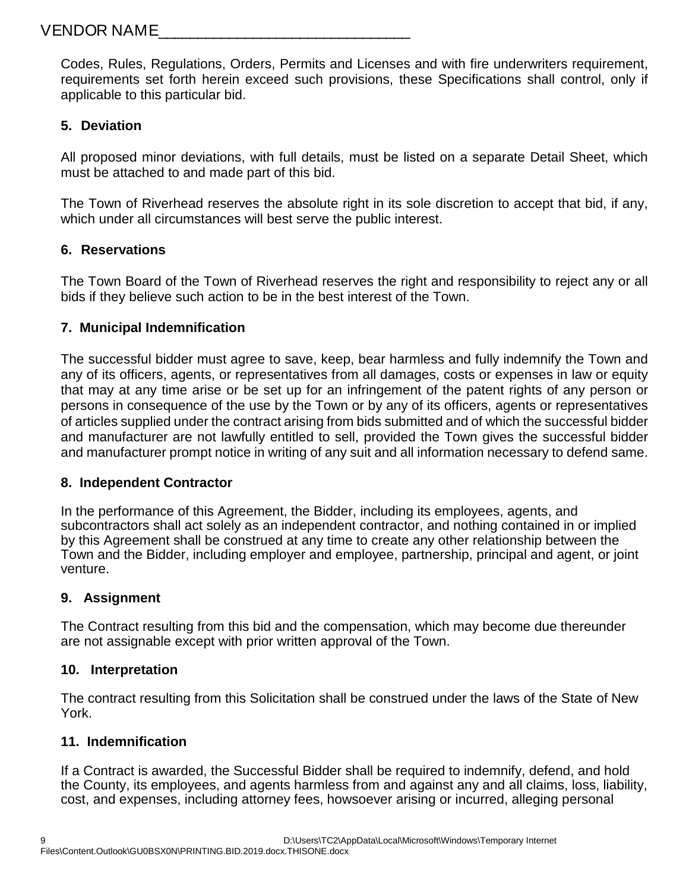VENDOR NAME_____________________________

Codes, Rules, Regulations, Orders, Permits and Licenses and with fire underwriters requirement, requirements set forth herein exceed such provisions, these Specifications shall control, only if applicable to this particular bid.

**5. Deviation**

All proposed minor deviations, with full details, must be listed on a separate Detail Sheet, which must be attached to and made part of this bid.

The Town of Riverhead reserves the absolute right in its sole discretion to accept that bid, if any, which under all circumstances will best serve the public interest.

**6. Reservations**

The Town Board of the Town of Riverhead reserves the right and responsibility to reject any or all bids if they believe such action to be in the best interest of the Town.

**7. Municipal Indemnification**

The successful bidder must agree to save, keep, bear harmless and fully indemnify the Town and any of its officers, agents, or representatives from all damages, costs or expenses in law or equity that may at any time arise or be set up for an infringement of the patent rights of any person or persons in consequence of the use by the Town or by any of its officers, agents or representatives of articles supplied under the contract arising from bids submitted and of which the successful bidder and manufacturer are not lawfully entitled to sell, provided the Town gives the successful bidder and manufacturer prompt notice in writing of any suit and all information necessary to defend same.

**8. Independent Contractor**

In the performance of this Agreement, the Bidder, including its employees, agents, and subcontractors shall act solely as an independent contractor, and nothing contained in or implied by this Agreement shall be construed at any time to create any other relationship between the Town and the Bidder, including employer and employee, partnership, principal and agent, or joint venture.

**9. Assignment**

The Contract resulting from this bid and the compensation, which may become due thereunder are not assignable except with prior written approval of the Town.

**10. Interpretation**

The contract resulting from this Solicitation shall be construed under the laws of the State of New York.

**11. Indemnification**

If a Contract is awarded, the Successful Bidder shall be required to indemnify, defend, and hold the County, its employees, and agents harmless from and against any and all claims, loss, liability, cost, and expenses, including attorney fees, howsoever arising or incurred, alleging personal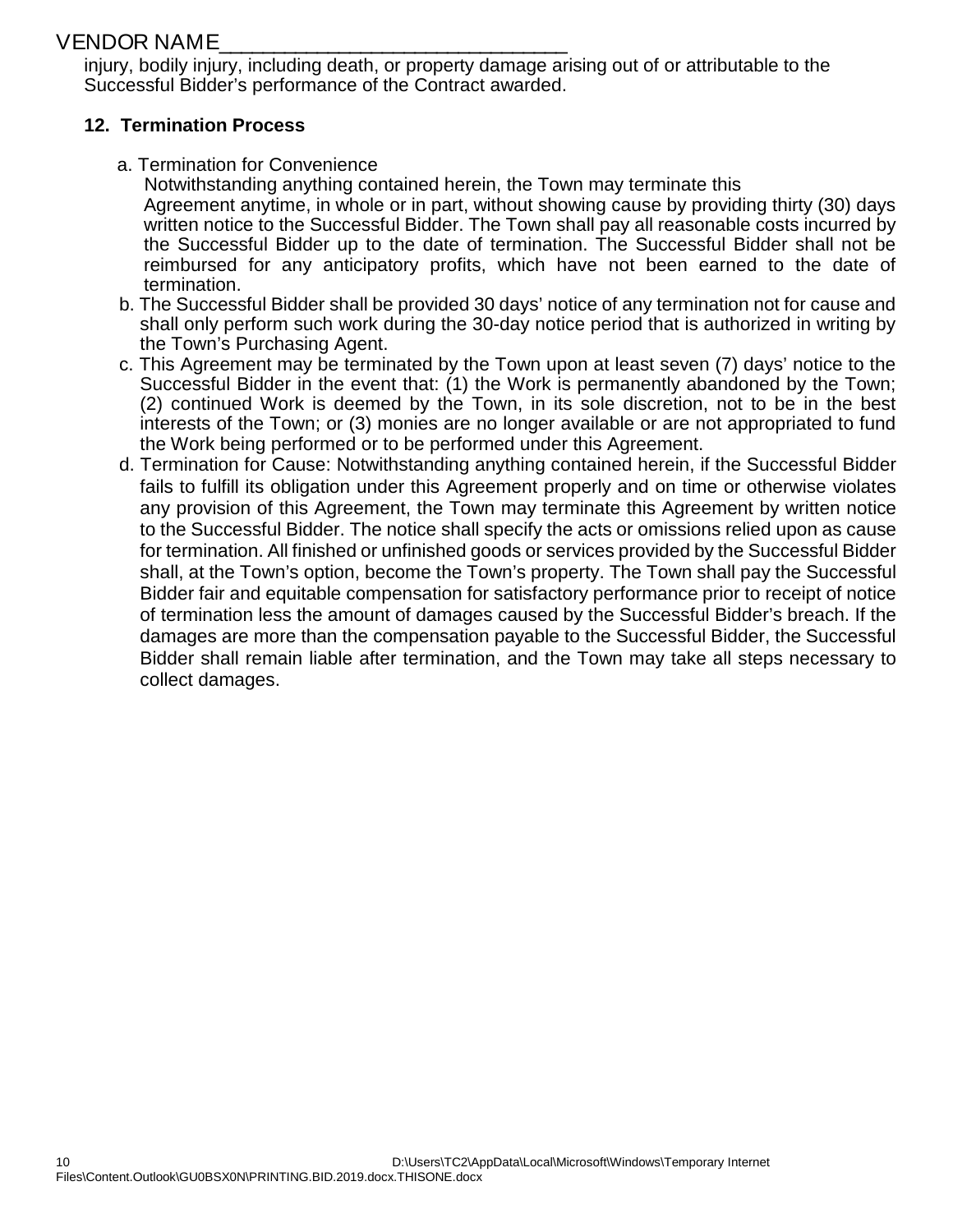injury, bodily injury, including death, or property damage arising out of or attributable to the Successful Bidder's performance of the Contract awarded.

**12. Termination Process**

a. Termination for Convenience
Notwithstanding anything contained herein, the Town may terminate this Agreement anytime, in whole or in part, without showing cause by providing thirty (30) days written notice to the Successful Bidder. The Town shall pay all reasonable costs incurred by the Successful Bidder up to the date of termination. The Successful Bidder shall not be reimbursed for any anticipatory profits, which have not been earned to the date of termination.

b. The Successful Bidder shall be provided 30 days' notice of any termination not for cause and shall only perform such work during the 30-day notice period that is authorized in writing by the Town's Purchasing Agent.

c. This Agreement may be terminated by the Town upon at least seven (7) days' notice to the Successful Bidder in the event that: (1) the Work is permanently abandoned by the Town; (2) continued Work is deemed by the Town, in its sole discretion, not to be in the best interests of the Town; or (3) monies are no longer available or are not appropriated to fund the Work being performed or to be performed under this Agreement.

d. Termination for Cause: Notwithstanding anything contained herein, if the Successful Bidder fails to fulfill its obligation under this Agreement properly and on time or otherwise violates any provision of this Agreement, the Town may terminate this Agreement by written notice to the Successful Bidder. The notice shall specify the acts or omissions relied upon as cause for termination. All finished or unfinished goods or services provided by the Successful Bidder shall, at the Town's option, become the Town's property. The Town shall pay the Successful Bidder fair and equitable compensation for satisfactory performance prior to receipt of notice of termination less the amount of damages caused by the Successful Bidder's breach. If the damages are more than the compensation payable to the Successful Bidder, the Successful Bidder shall remain liable after termination, and the Town may take all steps necessary to collect damages.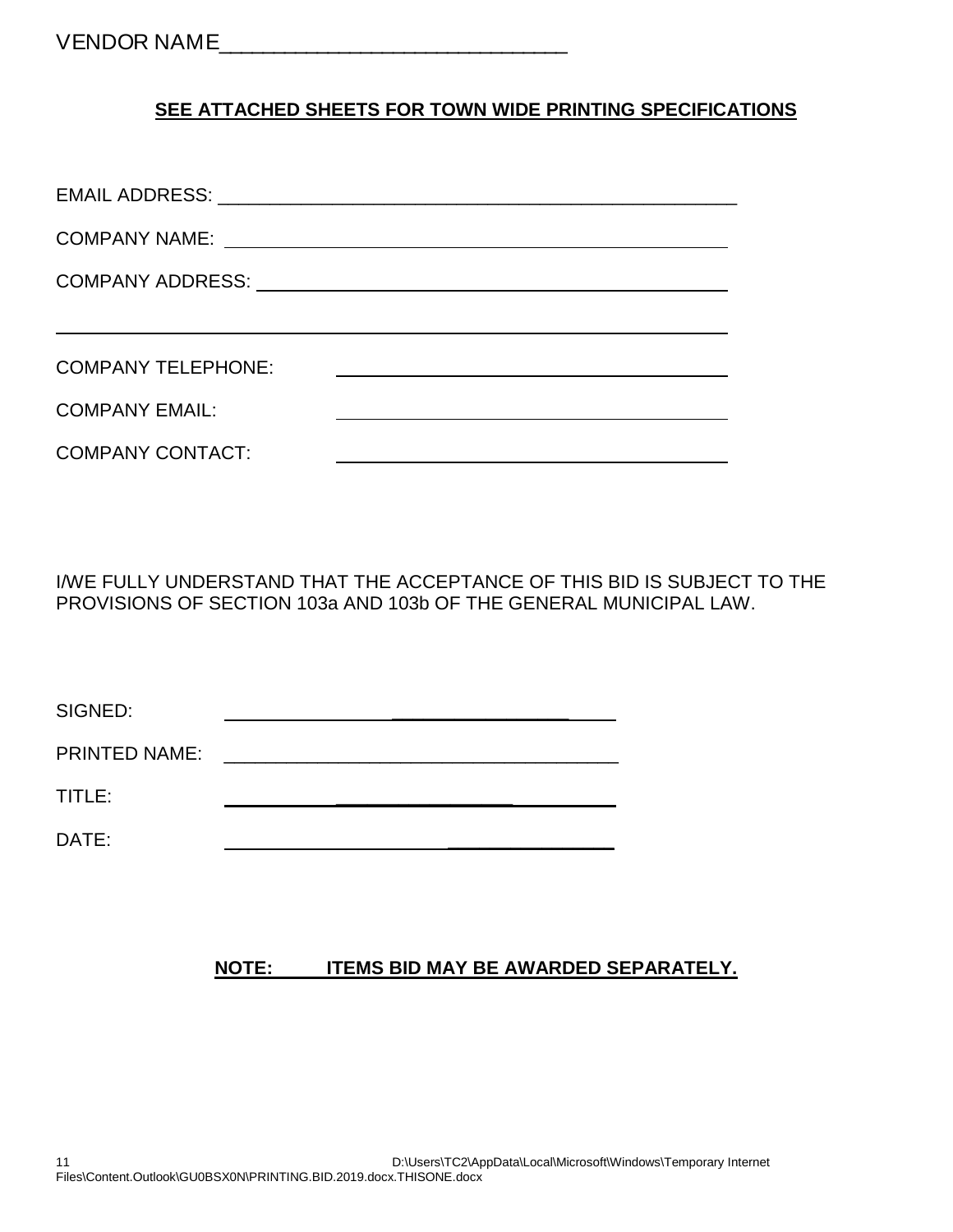VENDOR NAME_______________________________

**SEE ATTACHED SHEETS FOR TOWN WIDE PRINTING SPECIFICATIONS**

EMAIL ADDRESS: ___________________________________________________

COMPANY NAME: ___________________________________________________

COMPANY ADDRESS: ________________________________________________

_________________________________________________________________

COMPANY TELEPHONE: ______________________________________

COMPANY EMAIL: ______________________________________

COMPANY CONTACT: ______________________________________

I/WE FULLY UNDERSTAND THAT THE ACCEPTANCE OF THIS BID IS SUBJECT TO THE PROVISIONS OF SECTION 103a AND 103b OF THE GENERAL MUNICIPAL LAW.

SIGNED: ______________________________________

PRINTED NAME: ______________________________________

TITLE: ______________________________________

DATE: ______________________________________

**NOTE: ITEMS BID MAY BE AWARDED SEPARATELY.**

D:\Users\TC2\AppData\Local\Microsoft\Windows\Temporary Internet Files\Content.Outlook\GU0BSX0N\PRINTING.BID.2019.docx.THISONE.docx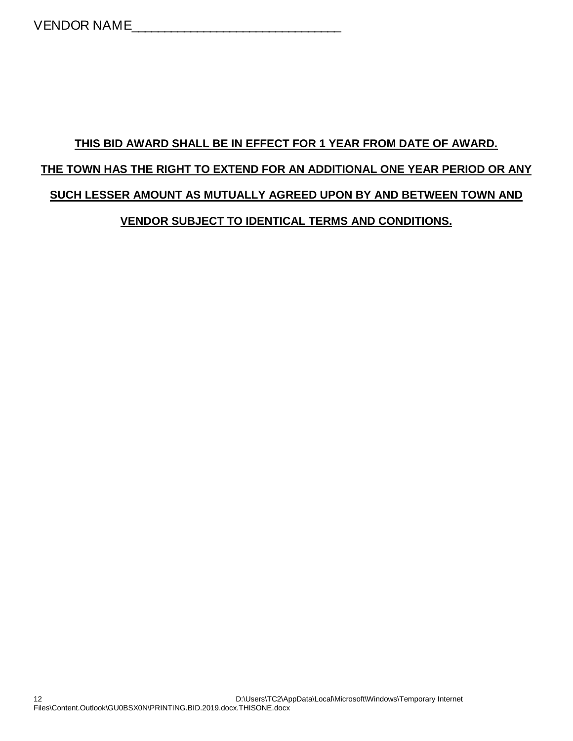VENDOR NAME_____________________________

**THIS BID AWARD SHALL BE IN EFFECT FOR 1 YEAR FROM DATE OF AWARD.**

**THE TOWN HAS THE RIGHT TO EXTEND FOR AN ADDITIONAL ONE YEAR PERIOD OR ANY SUCH LESSER AMOUNT AS MUTUALLY AGREED UPON BY AND BETWEEN TOWN AND VENDOR SUBJECT TO IDENTICAL TERMS AND CONDITIONS.**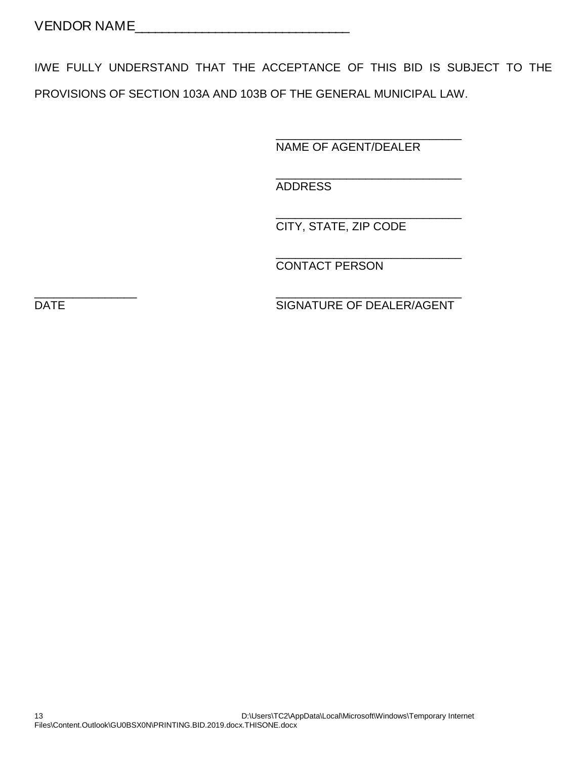VENDOR NAME_______________________________

I/WE FULLY UNDERSTAND THAT THE ACCEPTANCE OF THIS BID IS SUBJECT TO THE PROVISIONS OF SECTION 103A AND 103B OF THE GENERAL MUNICIPAL LAW.

_____________________________
NAME OF AGENT/DEALER

_____________________________
ADDRESS

_____________________________
CITY, STATE, ZIP CODE

_____________________________
CONTACT PERSON

________________
DATE

_____________________________
SIGNATURE OF DEALER/AGENT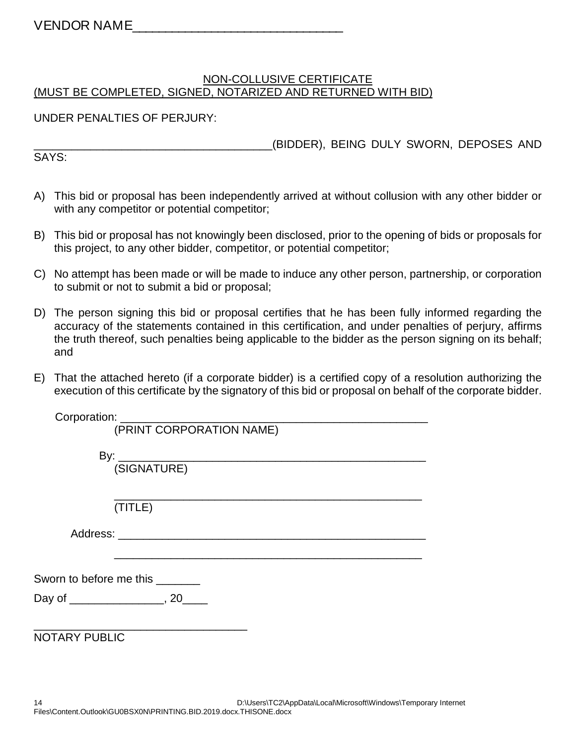VENDOR NAME______________________________

## NON-COLLUSIVE CERTIFICATE
## (MUST BE COMPLETED, SIGNED, NOTARIZED AND RETURNED WITH BID)

UNDER PENALTIES OF PERJURY:

____________________________________(BIDDER), BEING DULY SWORN, DEPOSES AND SAYS:

A) This bid or proposal has been independently arrived at without collusion with any other bidder or with any competitor or potential competitor;

B) This bid or proposal has not knowingly been disclosed, prior to the opening of bids or proposals for this project, to any other bidder, competitor, or potential competitor;

C) No attempt has been made or will be made to induce any other person, partnership, or corporation to submit or not to submit a bid or proposal;

D) The person signing this bid or proposal certifies that he has been fully informed regarding the accuracy of the statements contained in this certification, and under penalties of perjury, affirms the truth thereof, such penalties being applicable to the bidder as the person signing on its behalf; and

E) That the attached hereto (if a corporate bidder) is a certified copy of a resolution authorizing the execution of this certificate by the signatory of this bid or proposal on behalf of the corporate bidder.

Corporation: ______________________________________________
(PRINT CORPORATION NAME)

By: ______________________________________________
(SIGNATURE)

______________________________________________
(TITLE)

Address: ______________________________________________

______________________________________________

Sworn to before me this _______

Day of _______________, 20____

_________________________________
NOTARY PUBLIC

D:\Users\TC2\AppData\Local\Microsoft\Windows\Temporary Internet Files\Content.Outlook\GU0BSX0N\PRINTING.BID.2019.docx.THISONE.docx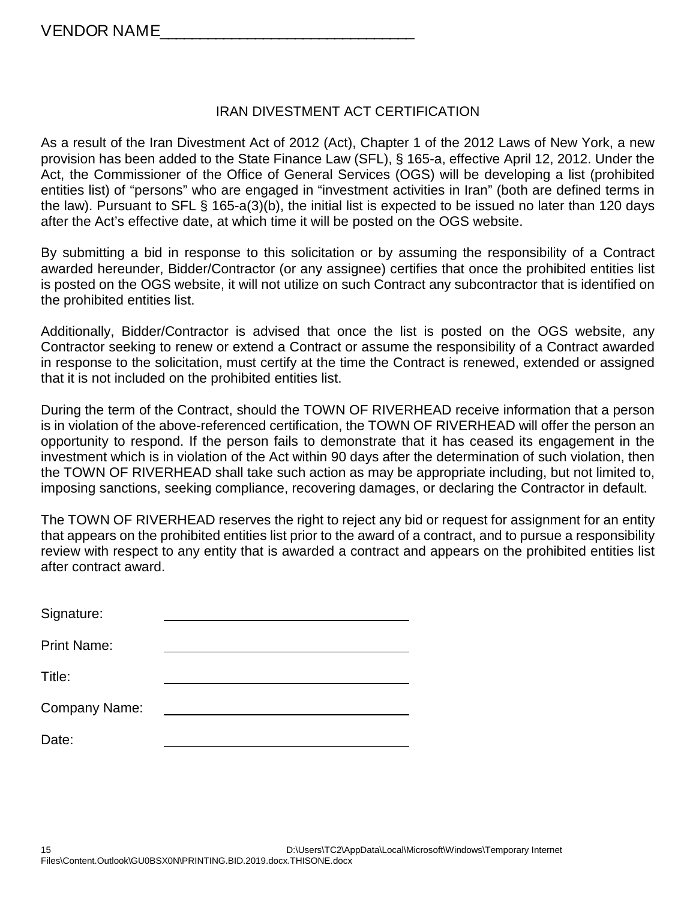VENDOR NAME_____________________________

## IRAN DIVESTMENT ACT CERTIFICATION

As a result of the Iran Divestment Act of 2012 (Act), Chapter 1 of the 2012 Laws of New York, a new provision has been added to the State Finance Law (SFL), § 165-a, effective April 12, 2012. Under the Act, the Commissioner of the Office of General Services (OGS) will be developing a list (prohibited entities list) of "persons" who are engaged in "investment activities in Iran" (both are defined terms in the law). Pursuant to SFL § 165-a(3)(b), the initial list is expected to be issued no later than 120 days after the Act's effective date, at which time it will be posted on the OGS website.

By submitting a bid in response to this solicitation or by assuming the responsibility of a Contract awarded hereunder, Bidder/Contractor (or any assignee) certifies that once the prohibited entities list is posted on the OGS website, it will not utilize on such Contract any subcontractor that is identified on the prohibited entities list.

Additionally, Bidder/Contractor is advised that once the list is posted on the OGS website, any Contractor seeking to renew or extend a Contract or assume the responsibility of a Contract awarded in response to the solicitation, must certify at the time the Contract is renewed, extended or assigned that it is not included on the prohibited entities list.

During the term of the Contract, should the TOWN OF RIVERHEAD receive information that a person is in violation of the above-referenced certification, the TOWN OF RIVERHEAD will offer the person an opportunity to respond. If the person fails to demonstrate that it has ceased its engagement in the investment which is in violation of the Act within 90 days after the determination of such violation, then the TOWN OF RIVERHEAD shall take such action as may be appropriate including, but not limited to, imposing sanctions, seeking compliance, recovering damages, or declaring the Contractor in default.

The TOWN OF RIVERHEAD reserves the right to reject any bid or request for assignment for an entity that appears on the prohibited entities list prior to the award of a contract, and to pursue a responsibility review with respect to any entity that is awarded a contract and appears on the prohibited entities list after contract award.

Signature: _____________________________

Print Name: _____________________________

Title: _____________________________

Company Name: _____________________________

Date: _____________________________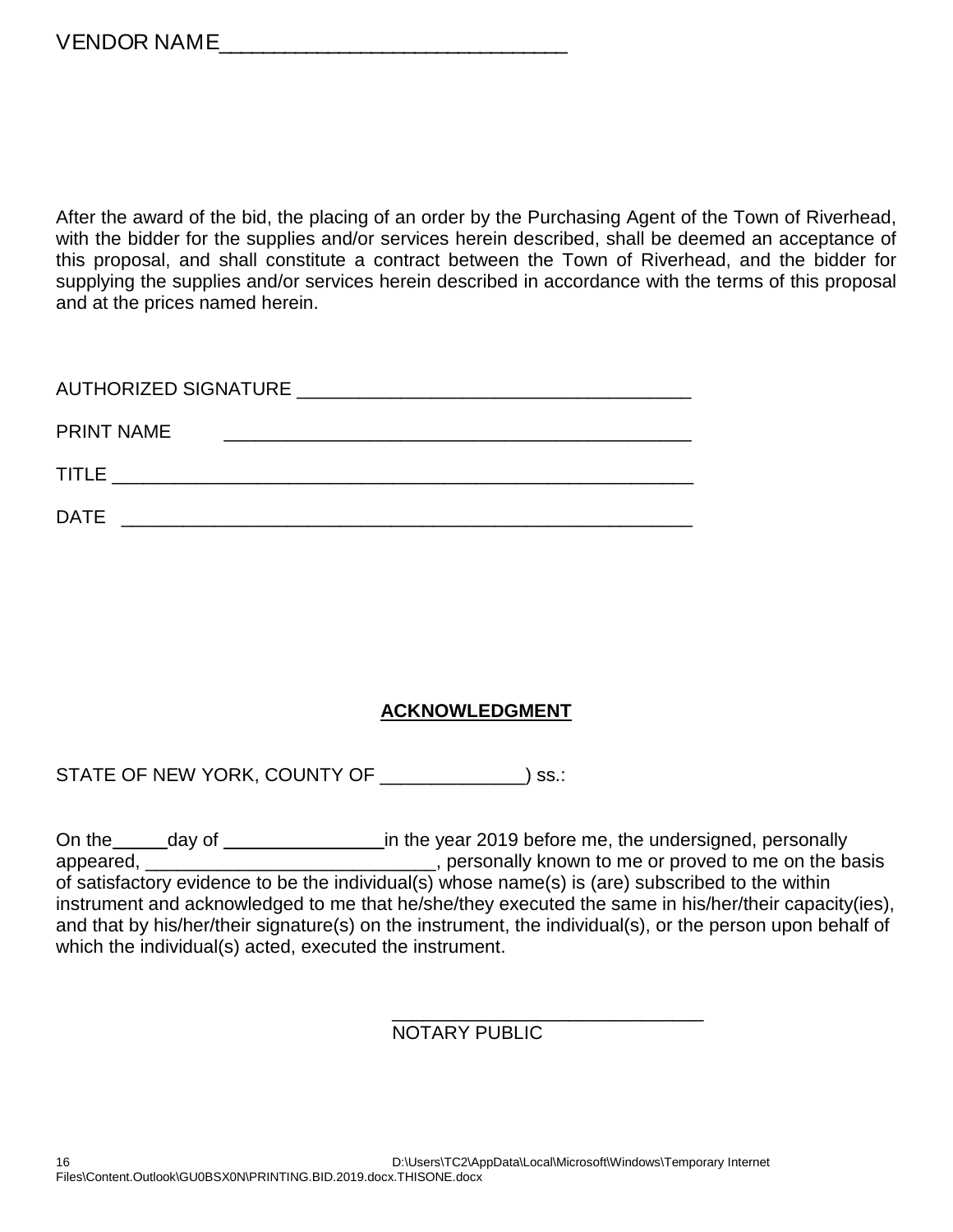VENDOR NAME______________________________

After the award of the bid, the placing of an order by the Purchasing Agent of the Town of Riverhead, with the bidder for the supplies and/or services herein described, shall be deemed an acceptance of this proposal, and shall constitute a contract between the Town of Riverhead, and the bidder for supplying the supplies and/or services herein described in accordance with the terms of this proposal and at the prices named herein.

AUTHORIZED SIGNATURE _____________________________________

PRINT NAME _____________________________________________

TITLE _______________________________________________________

DATE ______________________________________________________

**ACKNOWLEDGMENT**

STATE OF NEW YORK, COUNTY OF _____________) ss.:

On the_____day of _______________in the year 2019 before me, the undersigned, personally appeared, ____________________________, personally known to me or proved to me on the basis of satisfactory evidence to be the individual(s) whose name(s) is (are) subscribed to the within instrument and acknowledged to me that he/she/they executed the same in his/her/their capacity(ies), and that by his/her/their signature(s) on the instrument, the individual(s), or the person upon behalf of which the individual(s) acted, executed the instrument.

_____________________________
NOTARY PUBLIC

D:\Users\TC2\AppData\Local\Microsoft\Windows\Temporary Internet Files\Content.Outlook\GU0BSX0N\PRINTING.BID.2019.docx.THISONE.docx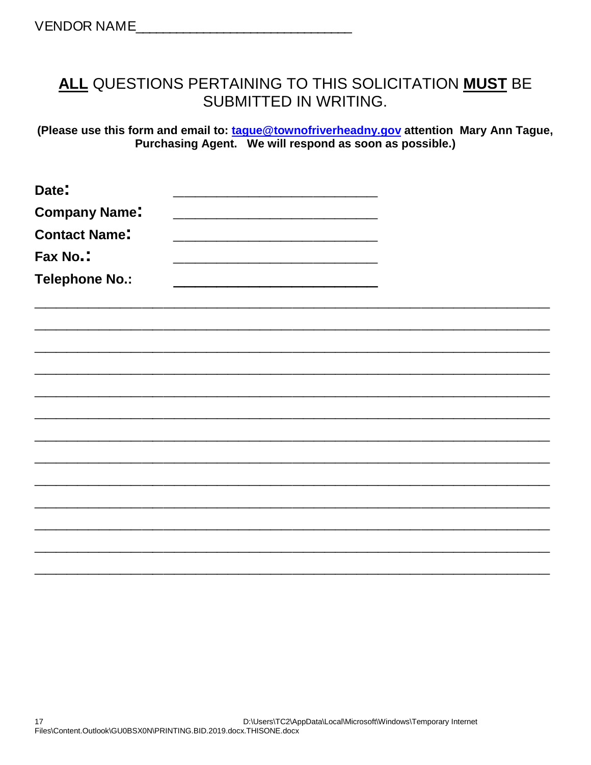VENDOR NAME____________________________

## **ALL** QUESTIONS PERTAINING TO THIS SOLICITATION **MUST** BE SUBMITTED IN WRITING.

**(Please use this form and email to: [tague@townofriverheadny.gov](mailto:tague@townofriverheadny.gov) attention Mary Ann Tague, Purchasing Agent. We will respond as soon as possible.)**

**Date:** ____________________________

**Company Name:** ____________________________

**Contact Name:** ____________________________

**Fax No.:** ____________________________

**Telephone No.:** ____________________________

______________________________________________________________________

______________________________________________________________________

______________________________________________________________________

______________________________________________________________________

______________________________________________________________________

______________________________________________________________________

______________________________________________________________________

______________________________________________________________________

______________________________________________________________________

______________________________________________________________________

______________________________________________________________________

______________________________________________________________________

______________________________________________________________________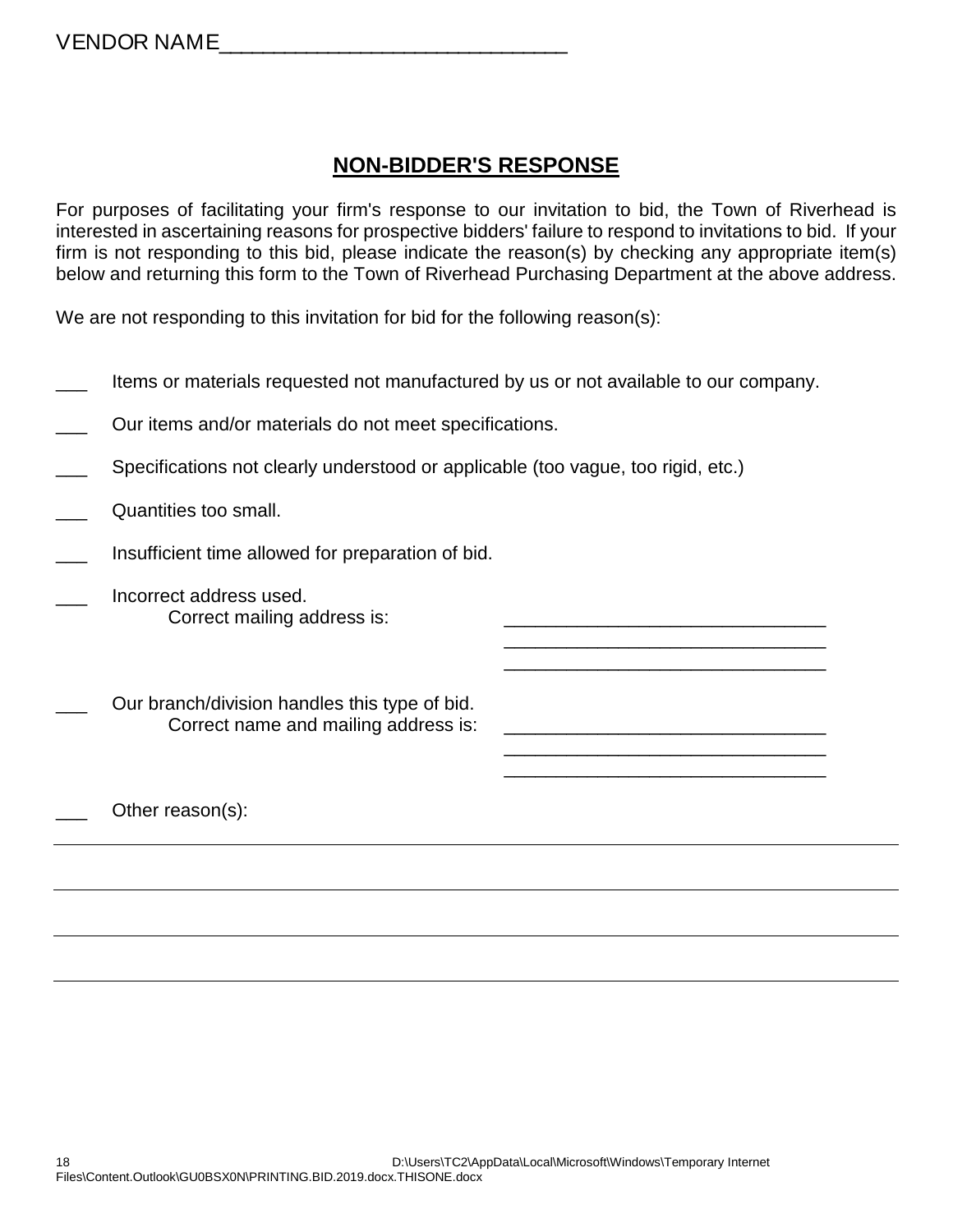VENDOR NAME______________________________

## NON-BIDDER'S RESPONSE

For purposes of facilitating your firm's response to our invitation to bid, the Town of Riverhead is interested in ascertaining reasons for prospective bidders' failure to respond to invitations to bid. If your firm is not responding to this bid, please indicate the reason(s) by checking any appropriate item(s) below and returning this form to the Town of Riverhead Purchasing Department at the above address.

We are not responding to this invitation for bid for the following reason(s):

___ Items or materials requested not manufactured by us or not available to our company.

___ Our items and/or materials do not meet specifications.

___ Specifications not clearly understood or applicable (too vague, too rigid, etc.)

___ Quantities too small.

___ Insufficient time allowed for preparation of bid.

___ Incorrect address used.
Correct mailing address is: ______________________________
______________________________
______________________________

___ Our branch/division handles this type of bid.
Correct name and mailing address is: ______________________________
______________________________
______________________________

___ Other reason(s):

______________________________________________________________________________

______________________________________________________________________________

______________________________________________________________________________

______________________________________________________________________________

D:\Users\TC2\AppData\Local\Microsoft\Windows\Temporary Internet Files\Content.Outlook\GU0BSX0N\PRINTING.BID.2019.docx.THISONE.docx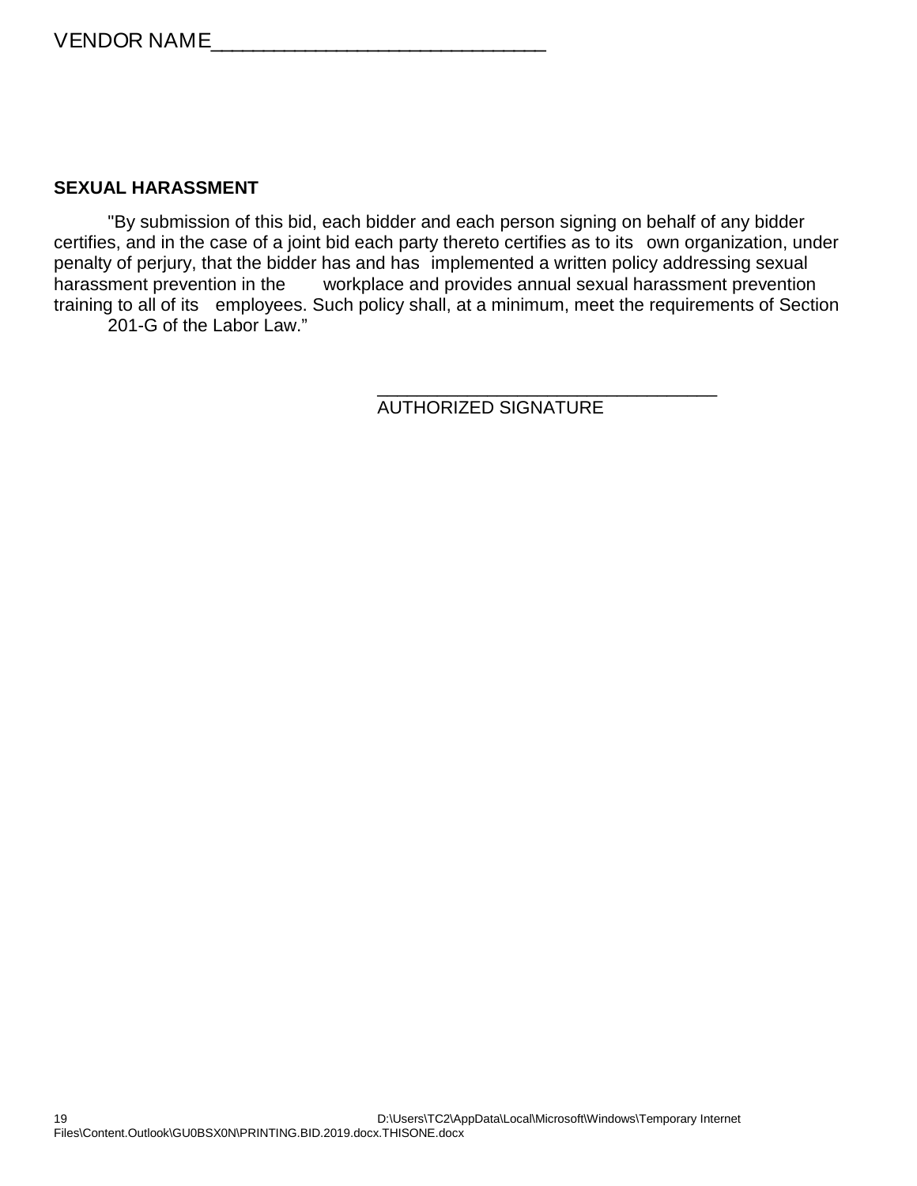VENDOR NAME_____________________________

**SEXUAL HARASSMENT**

"By submission of this bid, each bidder and each person signing on behalf of any bidder certifies, and in the case of a joint bid each party thereto certifies as to its own organization, under penalty of perjury, that the bidder has and has implemented a written policy addressing sexual harassment prevention in the workplace and provides annual sexual harassment prevention training to all of its employees. Such policy shall, at a minimum, meet the requirements of Section 201-G of the Labor Law."

_________________________________
AUTHORIZED SIGNATURE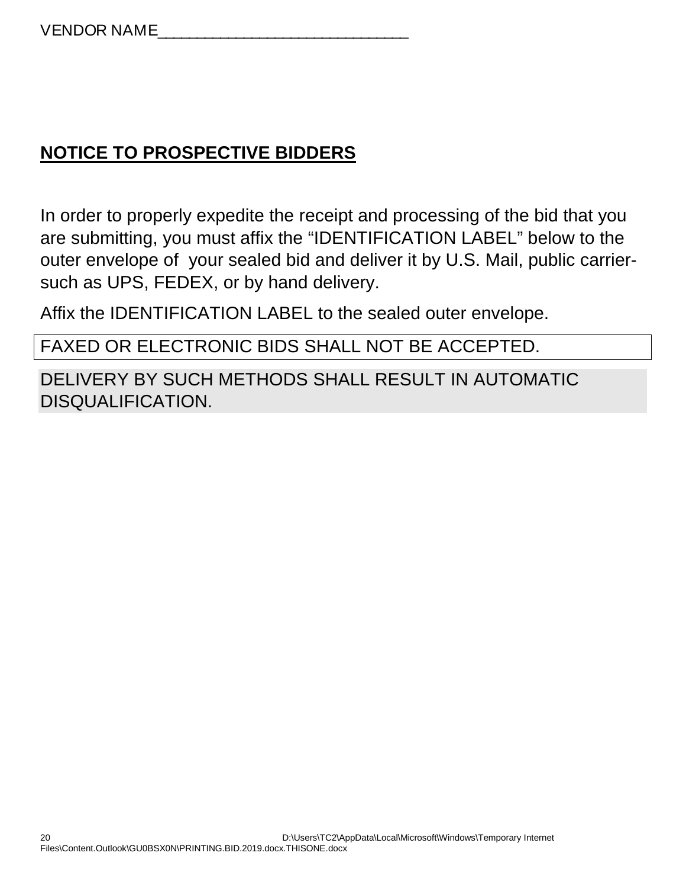VENDOR NAME______________________________

## NOTICE TO PROSPECTIVE BIDDERS

In order to properly expedite the receipt and processing of the bid that you are submitting, you must affix the "IDENTIFICATION LABEL" below to the outer envelope of your sealed bid and deliver it by U.S. Mail, public carrier-such as UPS, FEDEX, or by hand delivery.

Affix the IDENTIFICATION LABEL to the sealed outer envelope.

FAXED OR ELECTRONIC BIDS SHALL NOT BE ACCEPTED.

DELIVERY BY SUCH METHODS SHALL RESULT IN AUTOMATIC DISQUALIFICATION.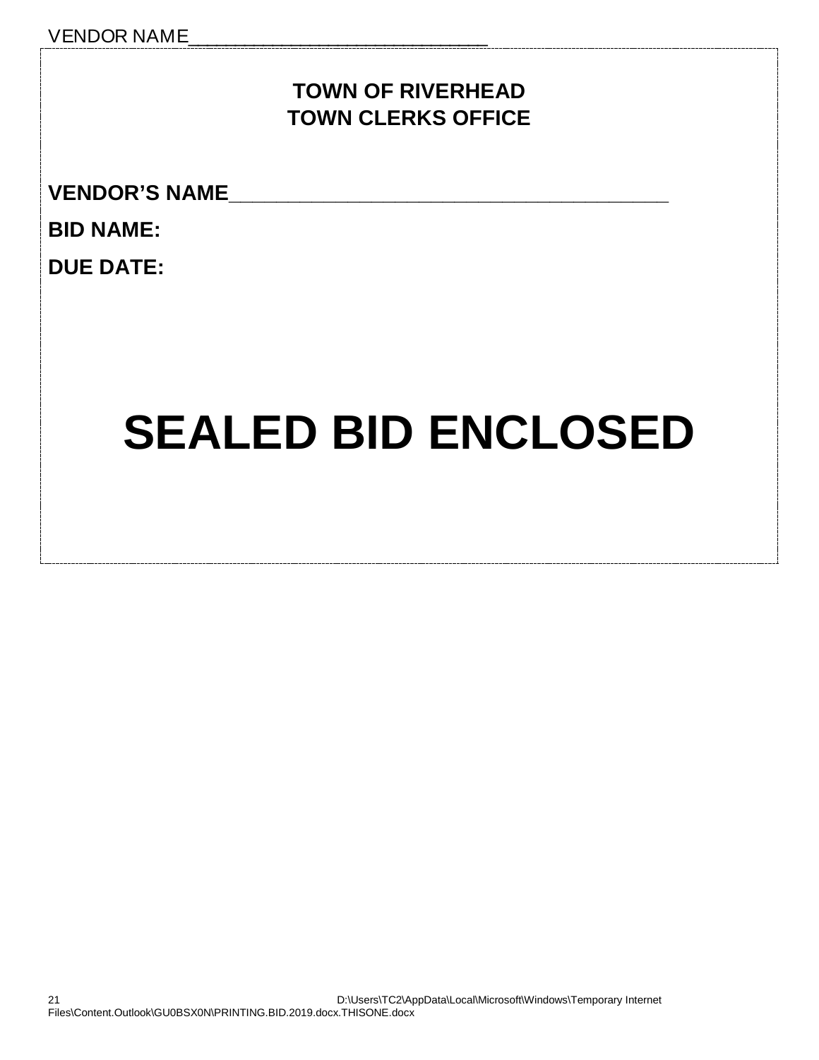VENDOR NAME_____________________________

**TOWN OF RIVERHEAD**
**TOWN CLERKS OFFICE**

**VENDOR'S NAME**__________________________________________

**BID NAME:**

**DUE DATE:**

# SEALED BID ENCLOSED